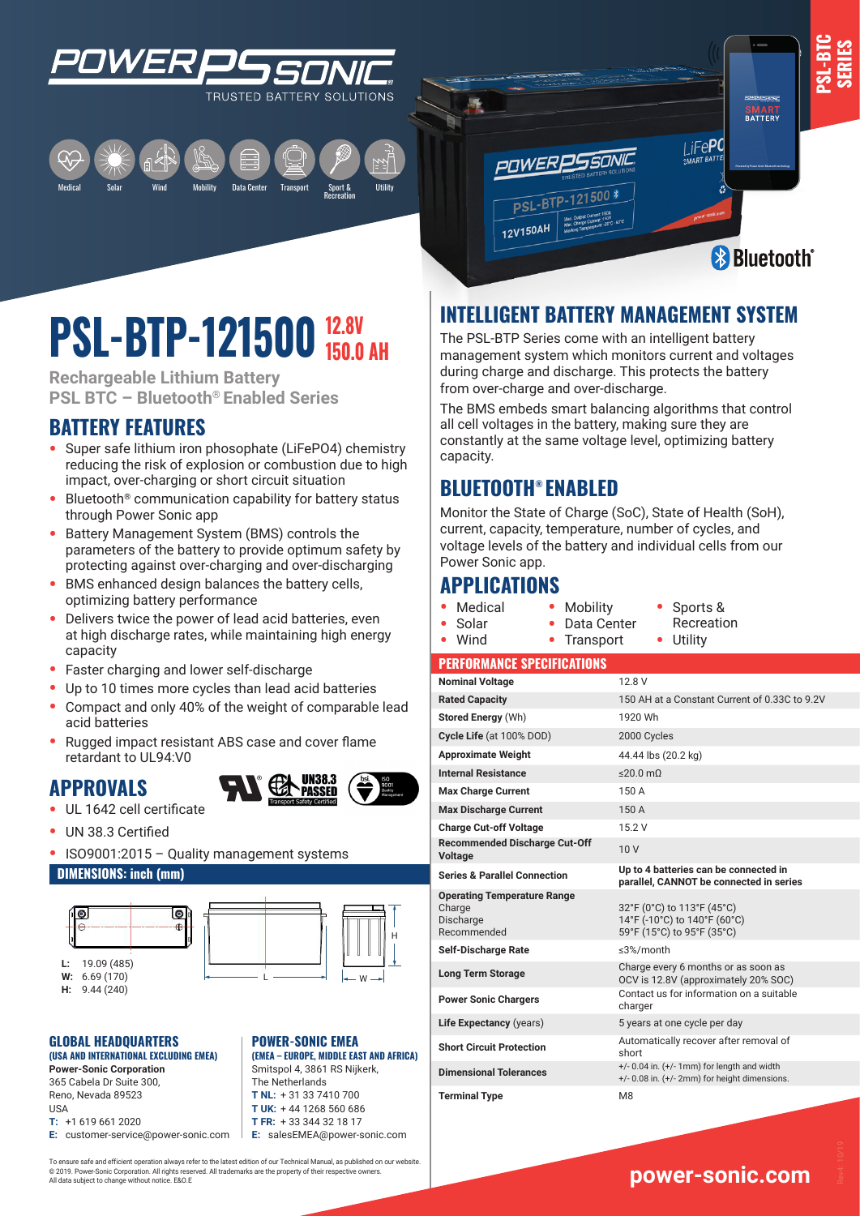# PSL-BTP-121500 12.8V 150.0 AH

**Rechargeable Lithium Battery**
**PSL BTC – Bluetooth® Enabled Series**

## BATTERY FEATURES

- Super safe lithium iron phosophate (LiFePO4) chemistry reducing the risk of explosion or combustion due to high impact, over-charging or short circuit situation
- Bluetooth® communication capability for battery status through Power Sonic app
- Battery Management System (BMS) controls the parameters of the battery to provide optimum safety by protecting against over-charging and over-discharging
- BMS enhanced design balances the battery cells, optimizing battery performance
- Delivers twice the power of lead acid batteries, even at high discharge rates, while maintaining high energy capacity
- Faster charging and lower self-discharge
- Up to 10 times more cycles than lead acid batteries
- Compact and only 40% of the weight of comparable lead acid batteries
- Rugged impact resistant ABS case and cover flame retardant to UL94:V0

## APPROVALS

- UL 1642 cell certificate
- UN 38.3 Certified
- ISO9001:2015 – Quality management systems

### DIMENSIONS: inch (mm)

**L:** 19.09 (485)
**W:** 6.69 (170)
**H:** 9.44 (240)

## INTELLIGENT BATTERY MANAGEMENT SYSTEM

The PSL-BTP Series come with an intelligent battery management system which monitors current and voltages during charge and discharge. This protects the battery from over-charge and over-discharge.

The BMS embeds smart balancing algorithms that control all cell voltages in the battery, making sure they are constantly at the same voltage level, optimizing battery capacity.

## BLUETOOTH® ENABLED

Monitor the State of Charge (SoC), State of Health (SoH), current, capacity, temperature, number of cycles, and voltage levels of the battery and individual cells from our Power Sonic app.

## APPLICATIONS

- Medical
- Solar
- Wind
- Mobility
- Data Center
- Transport
- Sports & Recreation
- Utility

### PERFORMANCE SPECIFICATIONS

| | |
|---|---|
| **Nominal Voltage** | 12.8 V |
| **Rated Capacity** | 150 AH at a Constant Current of 0.33C to 9.2V |
| **Stored Energy** (Wh) | 1920 Wh |
| **Cycle Life** (at 100% DOD) | 2000 Cycles |
| **Approximate Weight** | 44.44 lbs (20.2 kg) |
| **Internal Resistance** | ≤20.0 mΩ |
| **Max Charge Current** | 150 A |
| **Max Discharge Current** | 150 A |
| **Charge Cut-off Voltage** | 15.2 V |
| **Recommended Discharge Cut-Off Voltage** | 10 V |
| **Series & Parallel Connection** | **Up to 4 batteries can be connected in parallel, CANNOT be connected in series** |
| **Operating Temperature Range** Charge / Discharge / Recommended | 32°F (0°C) to 113°F (45°C) / 14°F (-10°C) to 140°F (60°C) / 59°F (15°C) to 95°F (35°C) |
| **Self-Discharge Rate** | ≤3%/month |
| **Long Term Storage** | Charge every 6 months or as soon as OCV is 12.8V (approximately 20% SOC) |
| **Power Sonic Chargers** | Contact us for information on a suitable charger |
| **Life Expectancy** (years) | 5 years at one cycle per day |
| **Short Circuit Protection** | Automatically recover after removal of short |
| **Dimensional Tolerances** | +/- 0.04 in. (+/- 1mm) for length and width<br>+/- 0.08 in. (+/- 2mm) for height dimensions. |
| **Terminal Type** | M8 |

### GLOBAL HEADQUARTERS
**(USA AND INTERNATIONAL EXCLUDING EMEA)**

**Power-Sonic Corporation**
365 Cabela Dr Suite 300,
Reno, Nevada 89523
USA
**T:** +1 619 661 2020
**E:** customer-service@power-sonic.com

### POWER-SONIC EMEA
**(EMEA – EUROPE, MIDDLE EAST AND AFRICA)**

Smitspol 4, 3861 RS Nijkerk,
The Netherlands
**T NL:** + 31 33 7410 700
**T UK:** + 44 1268 560 686
**T FR:** + 33 344 32 18 17
**E:** salesEMEA@power-sonic.com

To ensure safe and efficient operation always refer to the latest edition of our Technical Manual, as published on our website.
© 2019. Power-Sonic Corporation. All rights reserved. All trademarks are the property of their respective owners.
All data subject to change without notice. E&O.E

**power-sonic.com**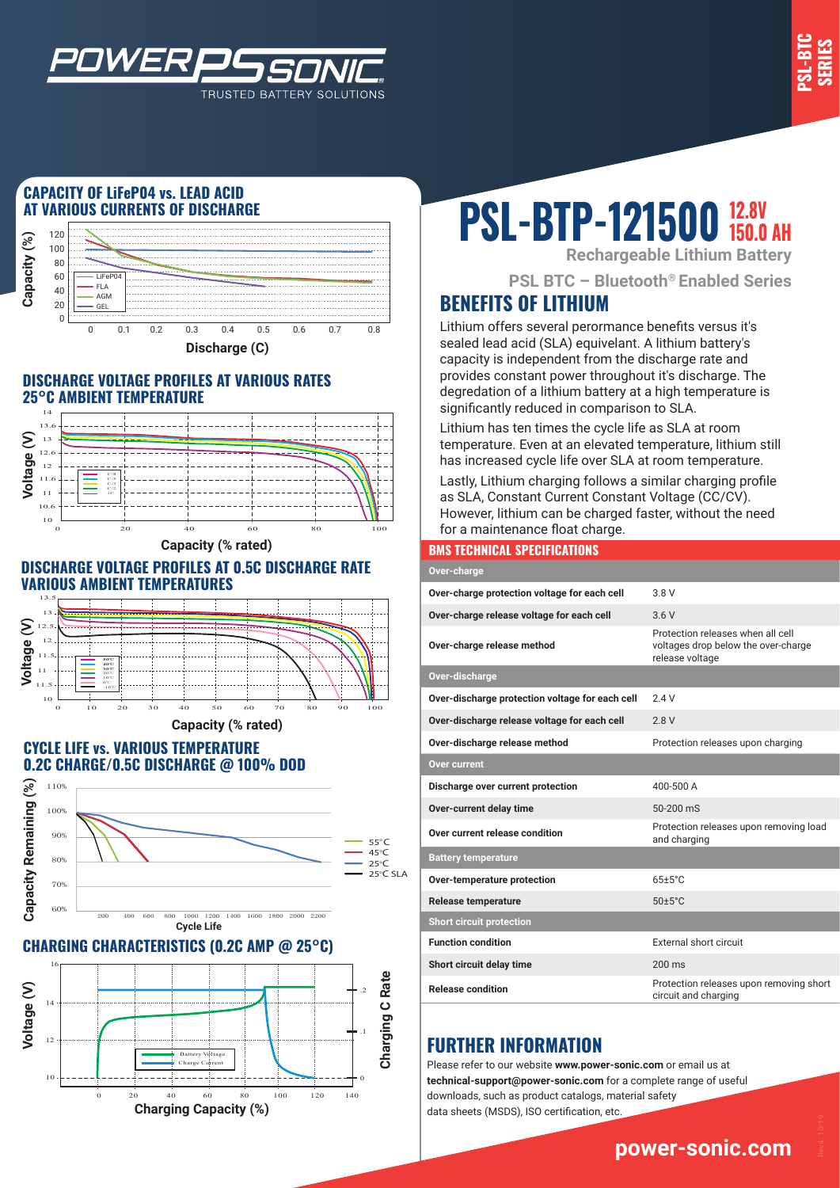# PSL-BTP-121500 12.8V 150.0 AH

**Rechargeable Lithium Battery**

**PSL BTC – Bluetooth® Enabled Series**

## CAPACITY OF LiFePO4 vs. LEAD ACID AT VARIOUS CURRENTS OF DISCHARGE

Capacity (%) vs. Discharge (C) — LiFePO4, FLA, AGM, GEL

## DISCHARGE VOLTAGE PROFILES AT VARIOUS RATES 25°C AMBIENT TEMPERATURE

Voltage (V) vs. Capacity (% rated)

## DISCHARGE VOLTAGE PROFILES AT 0.5C DISCHARGE RATE VARIOUS AMBIENT TEMPERATURES

Voltage (V) vs. Capacity (% rated)

## CYCLE LIFE vs. VARIOUS TEMPERATURE 0.2C CHARGE/0.5C DISCHARGE @ 100% DOD

Capacity Remaining (%) vs. Cycle Life — 55°C, 45°C, 25°C, 25°C SLA

## CHARGING CHARACTERISTICS (0.2C AMP @ 25°C)

Voltage (V) / Charging C Rate vs. Charging Capacity (%) — Battery Voltage, Charge Current

## BENEFITS OF LITHIUM

Lithium offers several perormance benefits versus it's sealed lead acid (SLA) equivelant. A lithium battery's capacity is independent from the discharge rate and provides constant power throughout it's discharge. The degredation of a lithium battery at a high temperature is significantly reduced in comparison to SLA.

Lithium has ten times the cycle life as SLA at room temperature. Even at an elevated temperature, lithium still has increased cycle life over SLA at room temperature.

Lastly, Lithium charging follows a similar charging profile as SLA, Constant Current Constant Voltage (CC/CV). However, lithium can be charged faster, without the need for a maintenance float charge.

## BMS TECHNICAL SPECIFICATIONS

| Parameter | Value |
|---|---|
| **Over-charge** | |
| Over-charge protection voltage for each cell | 3.8 V |
| Over-charge release voltage for each cell | 3.6 V |
| Over-charge release method | Protection releases when all cell voltages drop below the over-charge release voltage |
| **Over-discharge** | |
| Over-discharge protection voltage for each cell | 2.4 V |
| Over-discharge release voltage for each cell | 2.8 V |
| Over-discharge release method | Protection releases upon charging |
| **Over current** | |
| Discharge over current protection | 400-500 A |
| Over-current delay time | 50-200 mS |
| Over current release condition | Protection releases upon removing load and charging |
| **Battery temperature** | |
| Over-temperature protection | 65±5°C |
| Release temperature | 50±5°C |
| **Short circuit protection** | |
| Function condition | External short circuit |
| Short circuit delay time | 200 ms |
| Release condition | Protection releases upon removing short circuit and charging |

## FURTHER INFORMATION

Please refer to our website **www.power-sonic.com** or email us at **technical-support@power-sonic.com** for a complete range of useful downloads, such as product catalogs, material safety data sheets (MSDS), ISO certification, etc.

**power-sonic.com**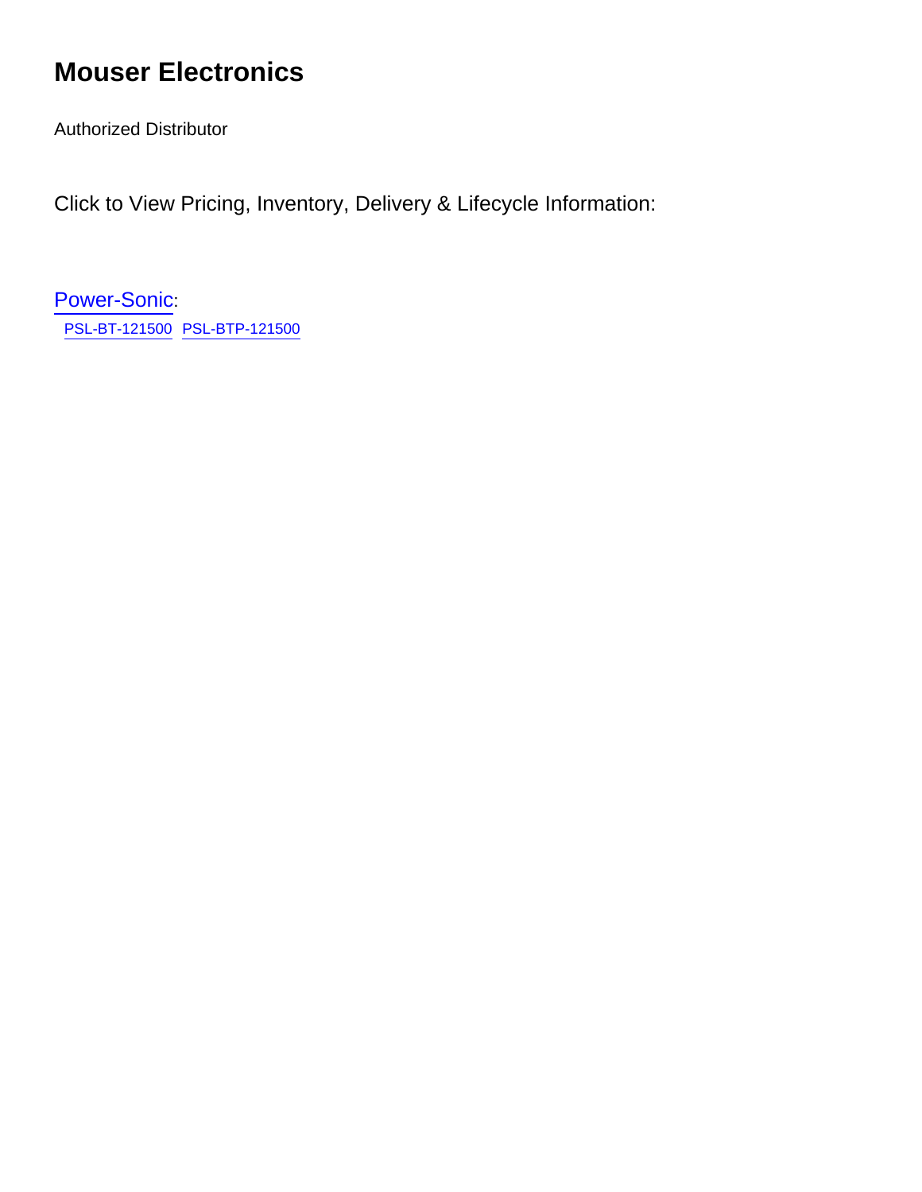# Mouser Electronics

Authorized Distributor

Click to View Pricing, Inventory, Delivery & Lifecycle Information:

Power-Sonic:

PSL-BT-121500 PSL-BTP-121500